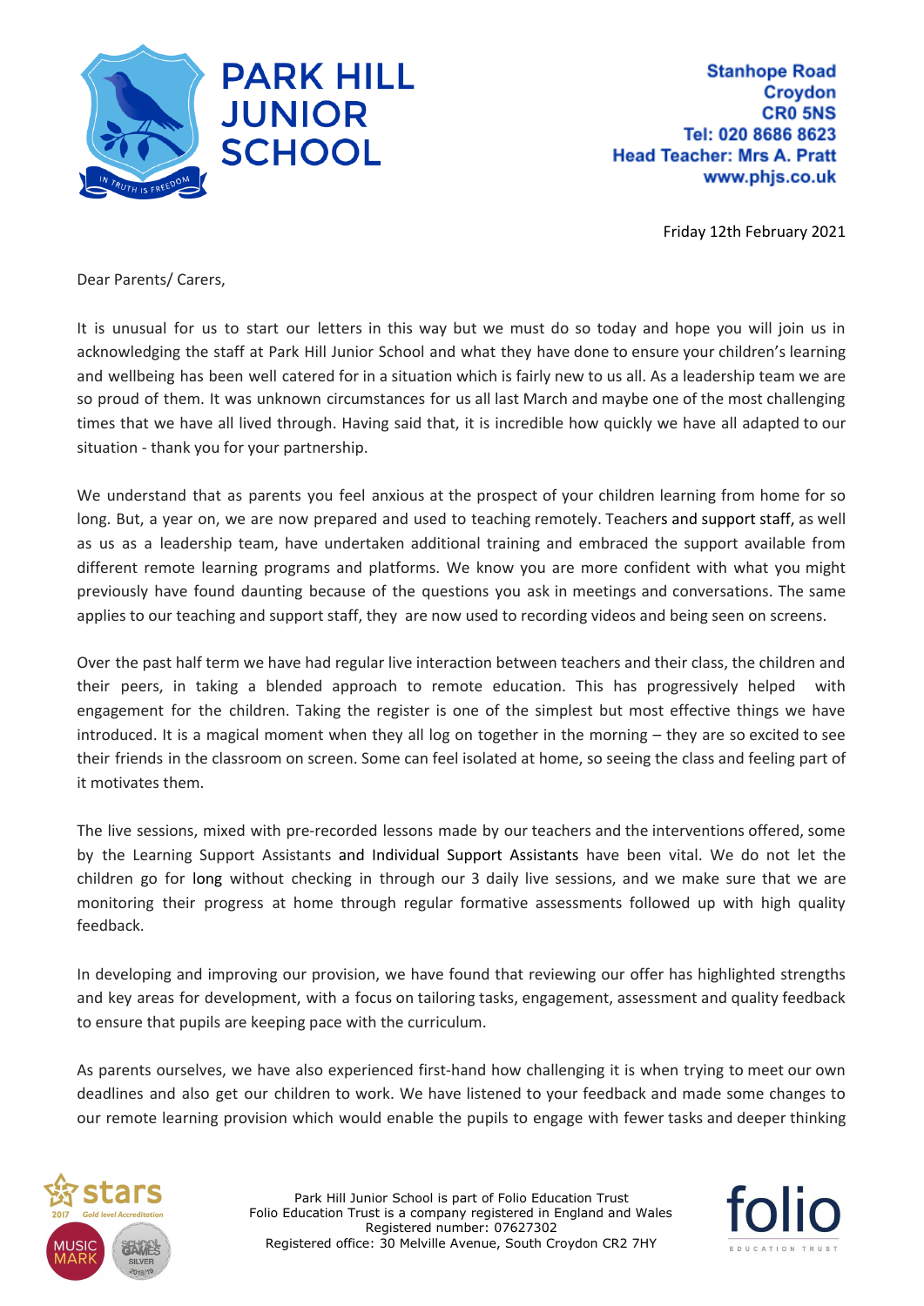# PARK HILL JUNIOR SCHOOL

**Stanhope Road**
**Croydon**
**CR0 5NS**
**Tel: 020 8686 8623**
**Head Teacher: Mrs A. Pratt**
**www.phjs.co.uk**

Friday 12th February 2021

Dear Parents/ Carers,

It is unusual for us to start our letters in this way but we must do so today and hope you will join us in acknowledging the staff at Park Hill Junior School and what they have done to ensure your children's learning and wellbeing has been well catered for in a situation which is fairly new to us all. As a leadership team we are so proud of them. It was unknown circumstances for us all last March and maybe one of the most challenging times that we have all lived through. Having said that, it is incredible how quickly we have all adapted to our situation - thank you for your partnership.

We understand that as parents you feel anxious at the prospect of your children learning from home for so long. But, a year on, we are now prepared and used to teaching remotely. Teachers and support staff, as well as us as a leadership team, have undertaken additional training and embraced the support available from different remote learning programs and platforms. We know you are more confident with what you might previously have found daunting because of the questions you ask in meetings and conversations. The same applies to our teaching and support staff, they are now used to recording videos and being seen on screens.

Over the past half term we have had regular live interaction between teachers and their class, the children and their peers, in taking a blended approach to remote education. This has progressively helped with engagement for the children. Taking the register is one of the simplest but most effective things we have introduced. It is a magical moment when they all log on together in the morning – they are so excited to see their friends in the classroom on screen. Some can feel isolated at home, so seeing the class and feeling part of it motivates them.

The live sessions, mixed with pre-recorded lessons made by our teachers and the interventions offered, some by the Learning Support Assistants and Individual Support Assistants have been vital. We do not let the children go for long without checking in through our 3 daily live sessions, and we make sure that we are monitoring their progress at home through regular formative assessments followed up with high quality feedback.

In developing and improving our provision, we have found that reviewing our offer has highlighted strengths and key areas for development, with a focus on tailoring tasks, engagement, assessment and quality feedback to ensure that pupils are keeping pace with the curriculum.

As parents ourselves, we have also experienced first-hand how challenging it is when trying to meet our own deadlines and also get our children to work. We have listened to your feedback and made some changes to our remote learning provision which would enable the pupils to engage with fewer tasks and deeper thinking

Park Hill Junior School is part of Folio Education Trust
Folio Education Trust is a company registered in England and Wales
Registered number: 07627302
Registered office: 30 Melville Avenue, South Croydon CR2 7HY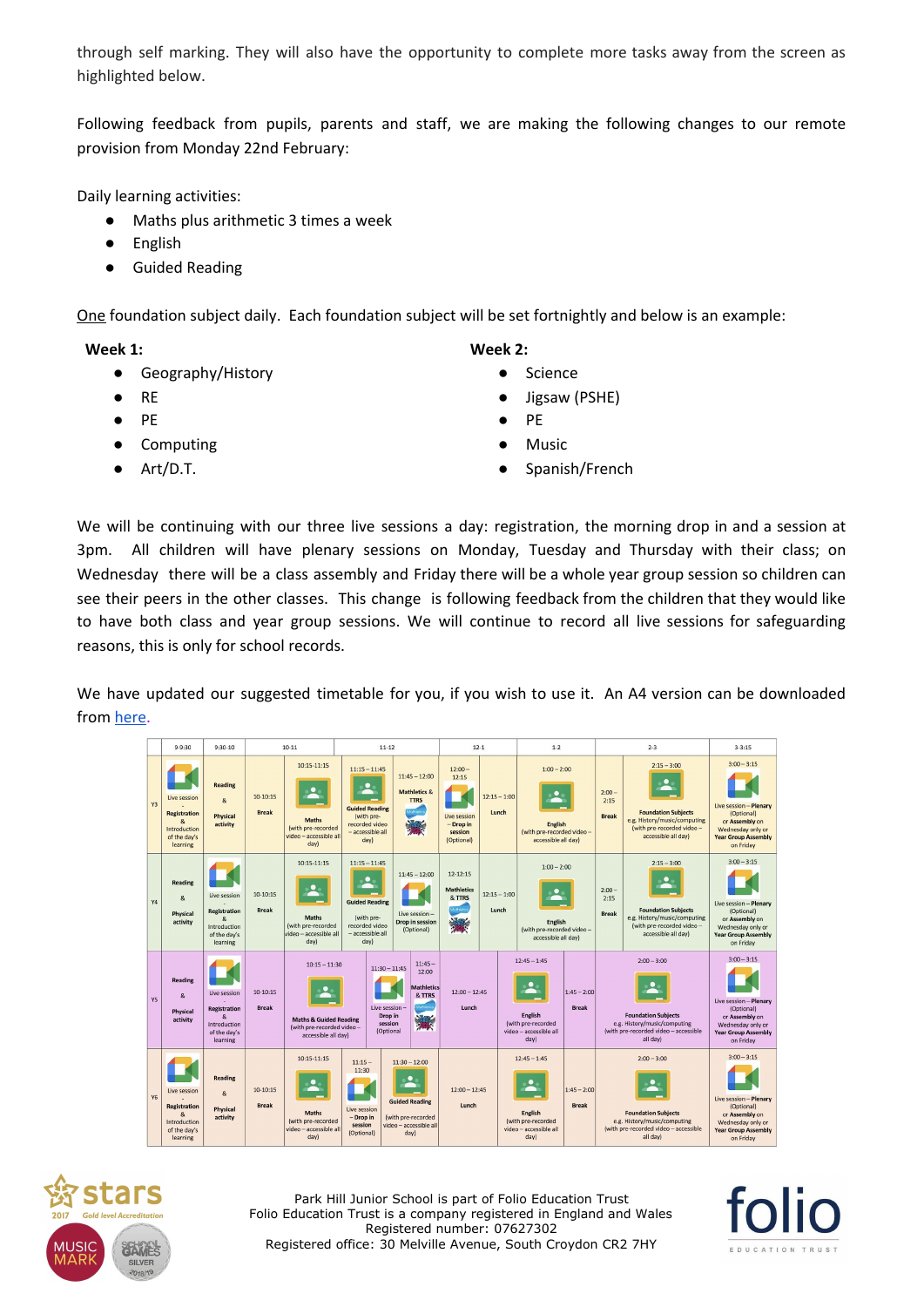through self marking. They will also have the opportunity to complete more tasks away from the screen as highlighted below.

Following feedback from pupils, parents and staff, we are making the following changes to our remote provision from Monday 22nd February:

Daily learning activities:

- Maths plus arithmetic 3 times a week
- English
- Guided Reading

One foundation subject daily. Each foundation subject will be set fortnightly and below is an example:

**Week 1:**

- Geography/History
- RE
- PE
- Computing
- Art/D.T.

**Week 2:**

- Science
- Jigsaw (PSHE)
- PE
- Music
- Spanish/French

We will be continuing with our three live sessions a day: registration, the morning drop in and a session at 3pm. All children will have plenary sessions on Monday, Tuesday and Thursday with their class; on Wednesday there will be a class assembly and Friday there will be a whole year group session so children can see their peers in the other classes. This change is following feedback from the children that they would like to have both class and year group sessions. We will continue to record all live sessions for safeguarding reasons, this is only for school records.

We have updated our suggested timetable for you, if you wish to use it. An A4 version can be downloaded from here.

| | 9-9:30 | 9:30-10 | 10-11 | 11-12 | 12-1 | 1-2 | 2-3 | 3-3:15 |
|---|---|---|---|---|---|---|---|---|
| Y3 | Live session Registration & Introduction of the day's learning | Reading & Physical activity | 10-10:15 Break; 10:15-11:15 Maths (with pre-recorded video – accessible all day) | 11:15 – 11:45 Guided Reading (with pre-recorded video – accessible all day); 11:45 – 12:00 Mathletics & TTRS | 12:00 – 12:15 Live session – Drop in session (Optional); 12:15 – 1:00 Lunch | 1:00 – 2:00 English (with pre-recorded video – accessible all day) | 2:00 – 2:15 Break; 2:15 – 3:00 Foundation Subjects e.g. History/music/computing (with pre-recorded video – accessible all day) | 3:00 – 3:15 Live session – Plenary (Optional) or Assembly on Wednesday only or Year Group Assembly on Friday |
| Y4 | Reading & Physical activity | Live session Registration & Introduction of the day's learning | 10-10:15 Break; 10:15-11:15 Maths (with pre-recorded video – accessible all day) | 11:15 – 11:45 Guided Reading (with pre-recorded video – accessible all day); 11:45 – 12:00 Live session – Drop in session (Optional) | 12-12:15 Mathletics & TTRS; 12:15 – 1:00 Lunch | 1:00 – 2:00 English (with pre-recorded video – accessible all day) | 2:00 – 2:15 Break; 2:15 – 3:00 Foundation Subjects e.g. History/music/computing (with pre-recorded video – accessible all day) | 3:00 – 3:15 Live session – Plenary (Optional) or Assembly on Wednesday only or Year Group Assembly on Friday |
| Y5 | Reading & Physical activity | Live session Registration & Introduction of the day's learning | 10-10:15 Break; 10:15 – 11:30 Maths & Guided Reading (with pre-recorded video – accessible all day) | 11:30 – 11:45 Live session – Drop in session (Optional; 11:45 – 12:00 Mathletics & TTRS | 12:00 – 12:45 Lunch; 12:45 – 1:45 English (with pre-recorded video – accessible all day) | 1:45 – 2:00 Break | 2:00 – 3:00 Foundation Subjects e.g. History/music/computing (with pre-recorded video – accessible all day) | 3:00 – 3:15 Live session – Plenary (Optional) or Assembly on Wednesday only or Year Group Assembly on Friday |
| Y6 | Live session Registration & Introduction of the day's learning | Reading & Physical activity | 10-10:15 Break; 10:15-11:15 Maths (with pre-recorded video – accessible all day) | 11:15 – 11:30 Live session – Drop in session (Optional); 11:30 – 12:00 Guided Reading (with pre-recorded video – accessible all day) | 12:00 – 12:45 Lunch; 12:45 – 1:45 English (with pre-recorded video – accessible all day) | 1:45 – 2:00 Break | 2:00 – 3:00 Foundation Subjects e.g. History/music/computing (with pre-recorded video – accessible all day) | 3:00 – 3:15 Live session – Plenary (Optional) or Assembly on Wednesday only or Year Group Assembly on Friday |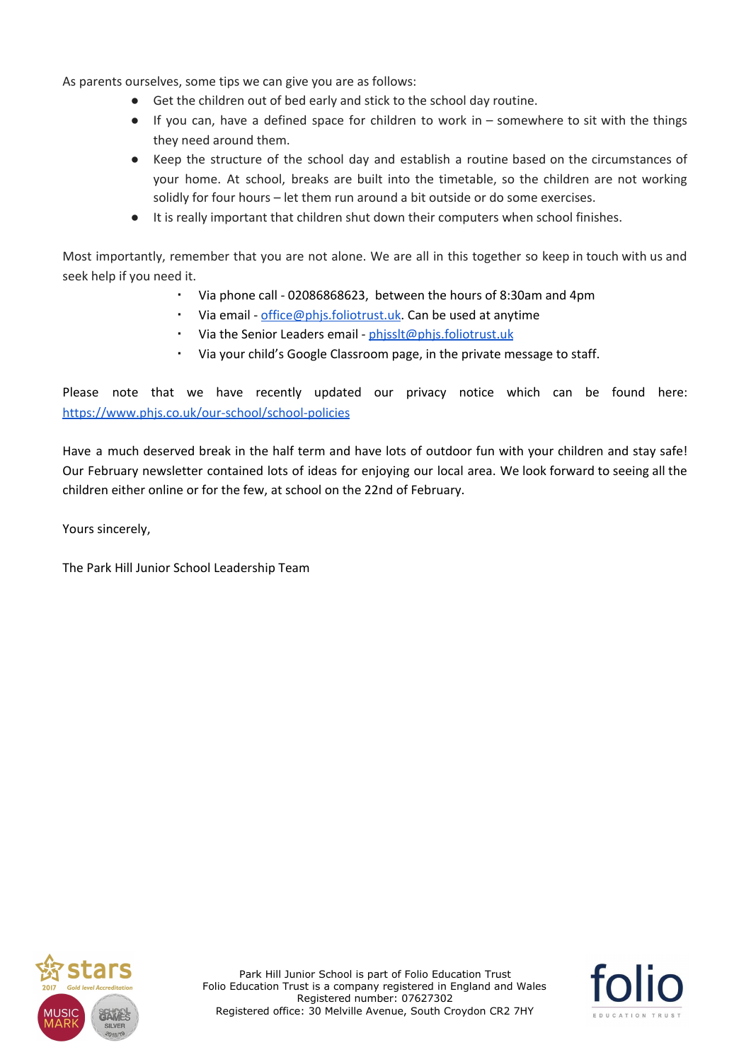As parents ourselves, some tips we can give you are as follows:

- Get the children out of bed early and stick to the school day routine.
- If you can, have a defined space for children to work in – somewhere to sit with the things they need around them.
- Keep the structure of the school day and establish a routine based on the circumstances of your home. At school, breaks are built into the timetable, so the children are not working solidly for four hours – let them run around a bit outside or do some exercises.
- It is really important that children shut down their computers when school finishes.

Most importantly, remember that you are not alone. We are all in this together so keep in touch with us and seek help if you need it.

- Via phone call - 02086868623, between the hours of 8:30am and 4pm
- Via email - office@phjs.foliotrust.uk. Can be used at anytime
- Via the Senior Leaders email - phjsslt@phjs.foliotrust.uk
- Via your child's Google Classroom page, in the private message to staff.

Please note that we have recently updated our privacy notice which can be found here: https://www.phjs.co.uk/our-school/school-policies

Have a much deserved break in the half term and have lots of outdoor fun with your children and stay safe! Our February newsletter contained lots of ideas for enjoying our local area. We look forward to seeing all the children either online or for the few, at school on the 22nd of February.

Yours sincerely,

The Park Hill Junior School Leadership Team

Park Hill Junior School is part of Folio Education Trust
Folio Education Trust is a company registered in England and Wales
Registered number: 07627302
Registered office: 30 Melville Avenue, South Croydon CR2 7HY